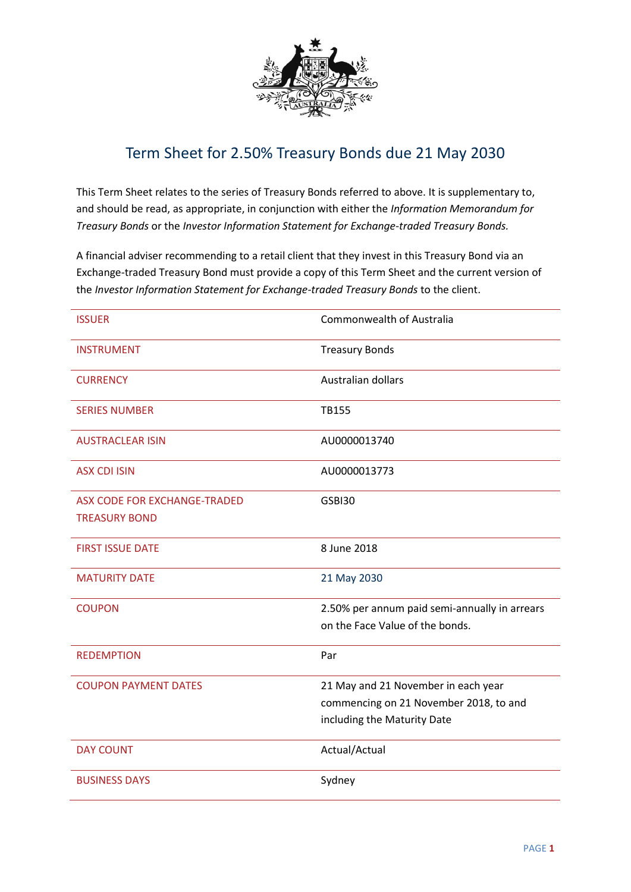# Term Sheet for 2.50% Treasury Bonds due 21 May 2030

This Term Sheet relates to the series of Treasury Bonds referred to above. It is supplementary to, and should be read, as appropriate, in conjunction with either the *Information Memorandum for Treasury Bonds* or the *Investor Information Statement for Exchange-traded Treasury Bonds.*

A financial adviser recommending to a retail client that they invest in this Treasury Bond via an Exchange-traded Treasury Bond must provide a copy of this Term Sheet and the current version of the *Investor Information Statement for Exchange-traded Treasury Bonds* to the client.

| | |
|---|---|
| ISSUER | Commonwealth of Australia |
| INSTRUMENT | Treasury Bonds |
| CURRENCY | Australian dollars |
| SERIES NUMBER | TB155 |
| AUSTRACLEAR ISIN | AU0000013740 |
| ASX CDI ISIN | AU0000013773 |
| ASX CODE FOR EXCHANGE-TRADED TREASURY BOND | GSBI30 |
| FIRST ISSUE DATE | 8 June 2018 |
| MATURITY DATE | 21 May 2030 |
| COUPON | 2.50% per annum paid semi-annually in arrears on the Face Value of the bonds. |
| REDEMPTION | Par |
| COUPON PAYMENT DATES | 21 May and 21 November in each year commencing on 21 November 2018, to and including the Maturity Date |
| DAY COUNT | Actual/Actual |
| BUSINESS DAYS | Sydney |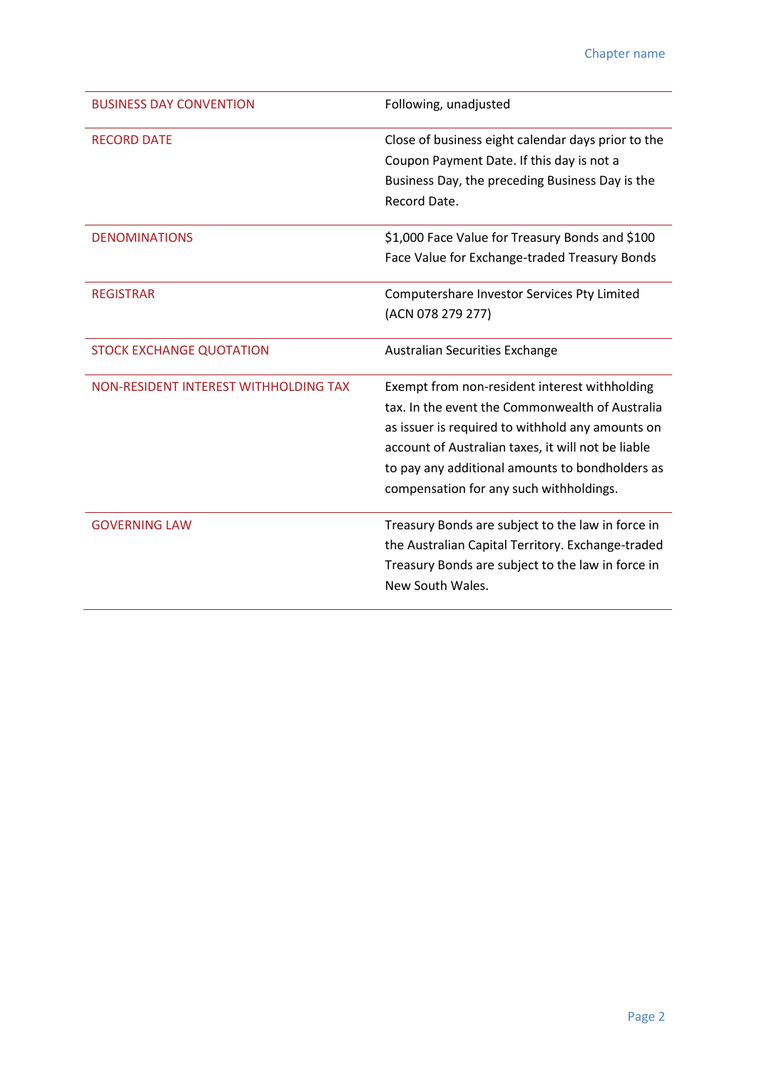| | |
|---|---|
| BUSINESS DAY CONVENTION | Following, unadjusted |
| RECORD DATE | Close of business eight calendar days prior to the Coupon Payment Date. If this day is not a Business Day, the preceding Business Day is the Record Date. |
| DENOMINATIONS | $1,000 Face Value for Treasury Bonds and $100 Face Value for Exchange-traded Treasury Bonds |
| REGISTRAR | Computershare Investor Services Pty Limited (ACN 078 279 277) |
| STOCK EXCHANGE QUOTATION | Australian Securities Exchange |
| NON-RESIDENT INTEREST WITHHOLDING TAX | Exempt from non-resident interest withholding tax. In the event the Commonwealth of Australia as issuer is required to withhold any amounts on account of Australian taxes, it will not be liable to pay any additional amounts to bondholders as compensation for any such withholdings. |
| GOVERNING LAW | Treasury Bonds are subject to the law in force in the Australian Capital Territory. Exchange-traded Treasury Bonds are subject to the law in force in New South Wales. |